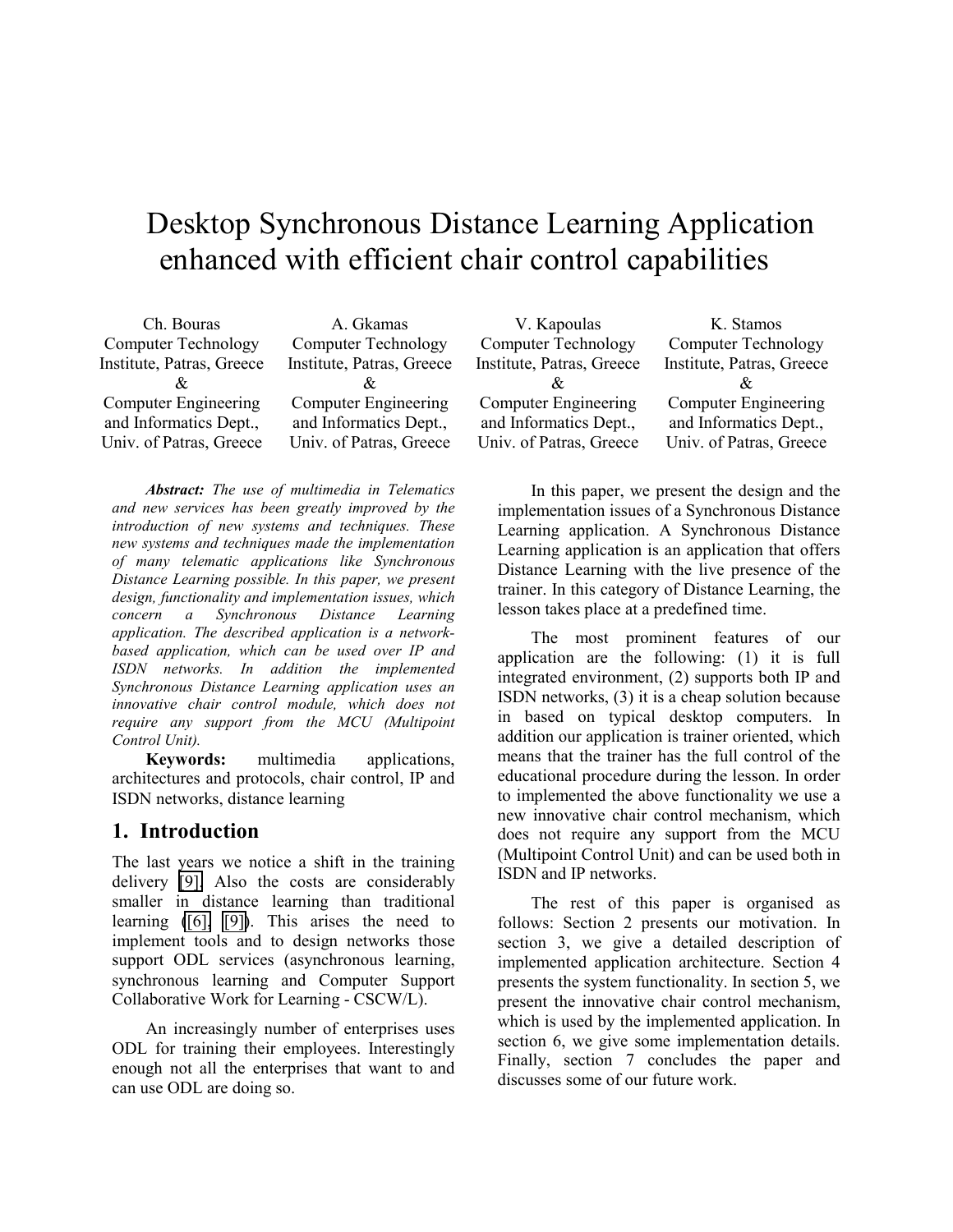# Desktop Synchronous Distance Learning Application enhanced with efficient chair control capabilities

Ch. Bouras
Computer Technology Institute, Patras, Greece
&
Computer Engineering and Informatics Dept., Univ. of Patras, Greece

A. Gkamas
Computer Technology Institute, Patras, Greece
&
Computer Engineering and Informatics Dept., Univ. of Patras, Greece

V. Kapoulas
Computer Technology Institute, Patras, Greece
&
Computer Engineering and Informatics Dept., Univ. of Patras, Greece

K. Stamos
Computer Technology Institute, Patras, Greece
&
Computer Engineering and Informatics Dept., Univ. of Patras, Greece

***Abstract:*** *The use of multimedia in Telematics and new services has been greatly improved by the introduction of new systems and techniques. These new systems and techniques made the implementation of many telematic applications like Synchronous Distance Learning possible. In this paper, we present design, functionality and implementation issues, which concern a Synchronous Distance Learning application. The described application is a network-based application, which can be used over IP and ISDN networks. In addition the implemented Synchronous Distance Learning application uses an innovative chair control module, which does not require any support from the MCU (Multipoint Control Unit).*

**Keywords:** multimedia applications, architectures and protocols, chair control, IP and ISDN networks, distance learning

## 1. Introduction

The last years we notice a shift in the training delivery [9]. Also the costs are considerably smaller in distance learning than traditional learning ([6], [9]). This arises the need to implement tools and to design networks those support ODL services (asynchronous learning, synchronous learning and Computer Support Collaborative Work for Learning - CSCW/L).

An increasingly number of enterprises uses ODL for training their employees. Interestingly enough not all the enterprises that want to and can use ODL are doing so.

In this paper, we present the design and the implementation issues of a Synchronous Distance Learning application. A Synchronous Distance Learning application is an application that offers Distance Learning with the live presence of the trainer. In this category of Distance Learning, the lesson takes place at a predefined time.

The most prominent features of our application are the following: (1) it is full integrated environment, (2) supports both IP and ISDN networks, (3) it is a cheap solution because in based on typical desktop computers. In addition our application is trainer oriented, which means that the trainer has the full control of the educational procedure during the lesson. In order to implemented the above functionality we use a new innovative chair control mechanism, which does not require any support from the MCU (Multipoint Control Unit) and can be used both in ISDN and IP networks.

The rest of this paper is organised as follows: Section 2 presents our motivation. In section 3, we give a detailed description of implemented application architecture. Section 4 presents the system functionality. In section 5, we present the innovative chair control mechanism, which is used by the implemented application. In section 6, we give some implementation details. Finally, section 7 concludes the paper and discusses some of our future work.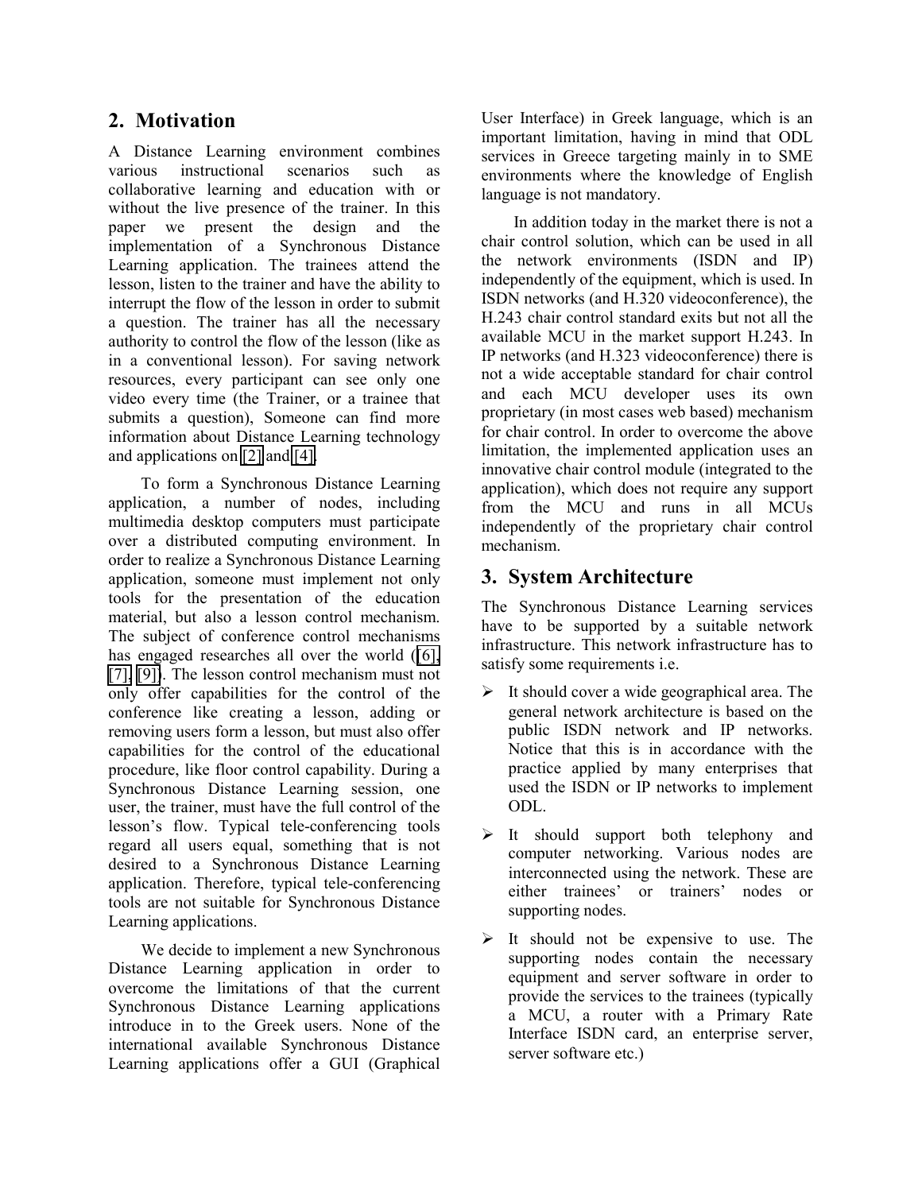## 2. Motivation

A Distance Learning environment combines various instructional scenarios such as collaborative learning and education with or without the live presence of the trainer. In this paper we present the design and the implementation of a Synchronous Distance Learning application. The trainees attend the lesson, listen to the trainer and have the ability to interrupt the flow of the lesson in order to submit a question. The trainer has all the necessary authority to control the flow of the lesson (like as in a conventional lesson). For saving network resources, every participant can see only one video every time (the Trainer, or a trainee that submits a question), Someone can find more information about Distance Learning technology and applications on [2] and [4].

To form a Synchronous Distance Learning application, a number of nodes, including multimedia desktop computers must participate over a distributed computing environment. In order to realize a Synchronous Distance Learning application, someone must implement not only tools for the presentation of the education material, but also a lesson control mechanism. The subject of conference control mechanisms has engaged researches all over the world ([6], [7], [9]). The lesson control mechanism must not only offer capabilities for the control of the conference like creating a lesson, adding or removing users form a lesson, but must also offer capabilities for the control of the educational procedure, like floor control capability. During a Synchronous Distance Learning session, one user, the trainer, must have the full control of the lesson's flow. Typical tele-conferencing tools regard all users equal, something that is not desired to a Synchronous Distance Learning application. Therefore, typical tele-conferencing tools are not suitable for Synchronous Distance Learning applications.

We decide to implement a new Synchronous Distance Learning application in order to overcome the limitations of that the current Synchronous Distance Learning applications introduce in to the Greek users. None of the international available Synchronous Distance Learning applications offer a GUI (Graphical User Interface) in Greek language, which is an important limitation, having in mind that ODL services in Greece targeting mainly in to SME environments where the knowledge of English language is not mandatory.

In addition today in the market there is not a chair control solution, which can be used in all the network environments (ISDN and IP) independently of the equipment, which is used. In ISDN networks (and H.320 videoconference), the H.243 chair control standard exits but not all the available MCU in the market support H.243. In IP networks (and H.323 videoconference) there is not a wide acceptable standard for chair control and each MCU developer uses its own proprietary (in most cases web based) mechanism for chair control. In order to overcome the above limitation, the implemented application uses an innovative chair control module (integrated to the application), which does not require any support from the MCU and runs in all MCUs independently of the proprietary chair control mechanism.

## 3. System Architecture

The Synchronous Distance Learning services have to be supported by a suitable network infrastructure. This network infrastructure has to satisfy some requirements i.e.

- It should cover a wide geographical area. The general network architecture is based on the public ISDN network and IP networks. Notice that this is in accordance with the practice applied by many enterprises that used the ISDN or IP networks to implement ODL.
- It should support both telephony and computer networking. Various nodes are interconnected using the network. These are either trainees' or trainers' nodes or supporting nodes.
- It should not be expensive to use. The supporting nodes contain the necessary equipment and server software in order to provide the services to the trainees (typically a MCU, a router with a Primary Rate Interface ISDN card, an enterprise server, server software etc.)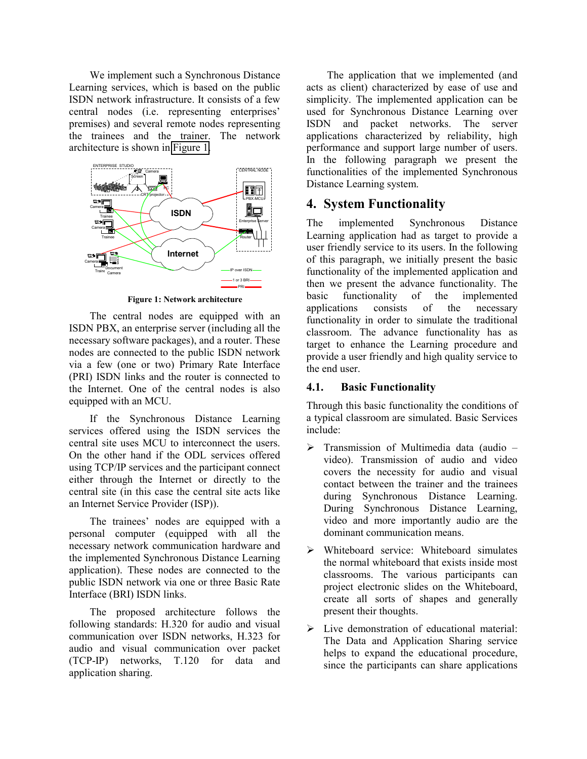We implement such a Synchronous Distance Learning services, which is based on the public ISDN network infrastructure. It consists of a few central nodes (i.e. representing enterprises' premises) and several remote nodes representing the trainees and the trainer. The network architecture is shown in Figure 1.

**Figure 1: Network architecture**

The central nodes are equipped with an ISDN PBX, an enterprise server (including all the necessary software packages), and a router. These nodes are connected to the public ISDN network via a few (one or two) Primary Rate Interface (PRI) ISDN links and the router is connected to the Internet. One of the central nodes is also equipped with an MCU.

If the Synchronous Distance Learning services offered using the ISDN services the central site uses MCU to interconnect the users. On the other hand if the ODL services offered using TCP/IP services and the participant connect either through the Internet or directly to the central site (in this case the central site acts like an Internet Service Provider (ISP)).

The trainees' nodes are equipped with a personal computer (equipped with all the necessary network communication hardware and the implemented Synchronous Distance Learning application). These nodes are connected to the public ISDN network via one or three Basic Rate Interface (BRI) ISDN links.

The proposed architecture follows the following standards: H.320 for audio and visual communication over ISDN networks, H.323 for audio and visual communication over packet (TCP-IP) networks, T.120 for data and application sharing.

The application that we implemented (and acts as client) characterized by ease of use and simplicity. The implemented application can be used for Synchronous Distance Learning over ISDN and packet networks. The server applications characterized by reliability, high performance and support large number of users. In the following paragraph we present the functionalities of the implemented Synchronous Distance Learning system.

# 4. System Functionality

The implemented Synchronous Distance Learning application had as target to provide a user friendly service to its users. In the following of this paragraph, we initially present the basic functionality of the implemented application and then we present the advance functionality. The basic functionality of the implemented applications consists of the necessary functionality in order to simulate the traditional classroom. The advance functionality has as target to enhance the Learning procedure and provide a user friendly and high quality service to the end user.

## 4.1. Basic Functionality

Through this basic functionality the conditions of a typical classroom are simulated. Basic Services include:

- Transmission of Multimedia data (audio – video). Transmission of audio and video covers the necessity for audio and visual contact between the trainer and the trainees during Synchronous Distance Learning. During Synchronous Distance Learning, video and more importantly audio are the dominant communication means.
- Whiteboard service: Whiteboard simulates the normal whiteboard that exists inside most classrooms. The various participants can project electronic slides on the Whiteboard, create all sorts of shapes and generally present their thoughts.
- Live demonstration of educational material: The Data and Application Sharing service helps to expand the educational procedure, since the participants can share applications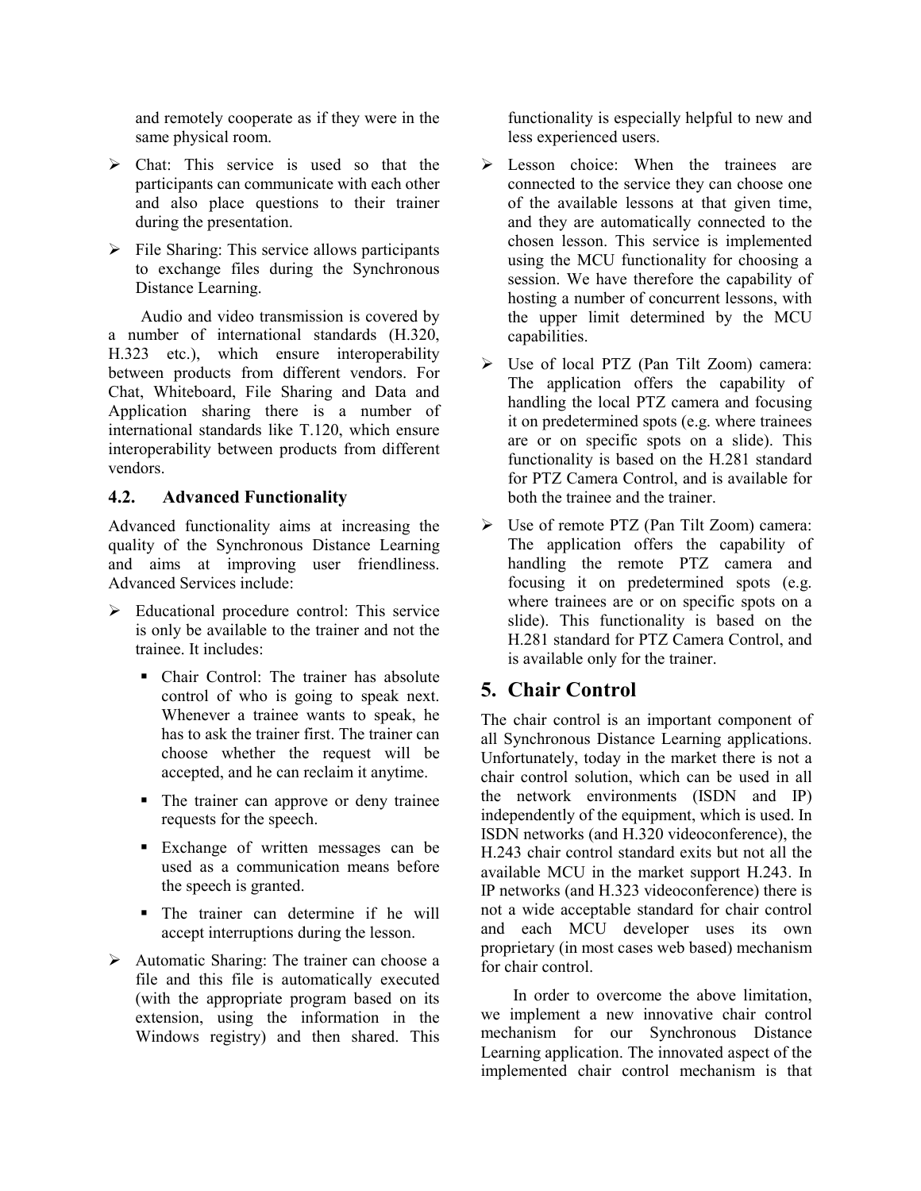and remotely cooperate as if they were in the same physical room.

- Chat: This service is used so that the participants can communicate with each other and also place questions to their trainer during the presentation.
- File Sharing: This service allows participants to exchange files during the Synchronous Distance Learning.

Audio and video transmission is covered by a number of international standards (H.320, H.323 etc.), which ensure interoperability between products from different vendors. For Chat, Whiteboard, File Sharing and Data and Application sharing there is a number of international standards like T.120, which ensure interoperability between products from different vendors.

### 4.2. Advanced Functionality

Advanced functionality aims at increasing the quality of the Synchronous Distance Learning and aims at improving user friendliness. Advanced Services include:

- Educational procedure control: This service is only be available to the trainer and not the trainee. It includes:
  - Chair Control: The trainer has absolute control of who is going to speak next. Whenever a trainee wants to speak, he has to ask the trainer first. The trainer can choose whether the request will be accepted, and he can reclaim it anytime.
  - The trainer can approve or deny trainee requests for the speech.
  - Exchange of written messages can be used as a communication means before the speech is granted.
  - The trainer can determine if he will accept interruptions during the lesson.
- Automatic Sharing: The trainer can choose a file and this file is automatically executed (with the appropriate program based on its extension, using the information in the Windows registry) and then shared. This functionality is especially helpful to new and less experienced users.
- Lesson choice: When the trainees are connected to the service they can choose one of the available lessons at that given time, and they are automatically connected to the chosen lesson. This service is implemented using the MCU functionality for choosing a session. We have therefore the capability of hosting a number of concurrent lessons, with the upper limit determined by the MCU capabilities.
- Use of local PTZ (Pan Tilt Zoom) camera: The application offers the capability of handling the local PTZ camera and focusing it on predetermined spots (e.g. where trainees are or on specific spots on a slide). This functionality is based on the H.281 standard for PTZ Camera Control, and is available for both the trainee and the trainer.
- Use of remote PTZ (Pan Tilt Zoom) camera: The application offers the capability of handling the remote PTZ camera and focusing it on predetermined spots (e.g. where trainees are or on specific spots on a slide). This functionality is based on the H.281 standard for PTZ Camera Control, and is available only for the trainer.

## 5. Chair Control

The chair control is an important component of all Synchronous Distance Learning applications. Unfortunately, today in the market there is not a chair control solution, which can be used in all the network environments (ISDN and IP) independently of the equipment, which is used. In ISDN networks (and H.320 videoconference), the H.243 chair control standard exits but not all the available MCU in the market support H.243. In IP networks (and H.323 videoconference) there is not a wide acceptable standard for chair control and each MCU developer uses its own proprietary (in most cases web based) mechanism for chair control.

In order to overcome the above limitation, we implement a new innovative chair control mechanism for our Synchronous Distance Learning application. The innovated aspect of the implemented chair control mechanism is that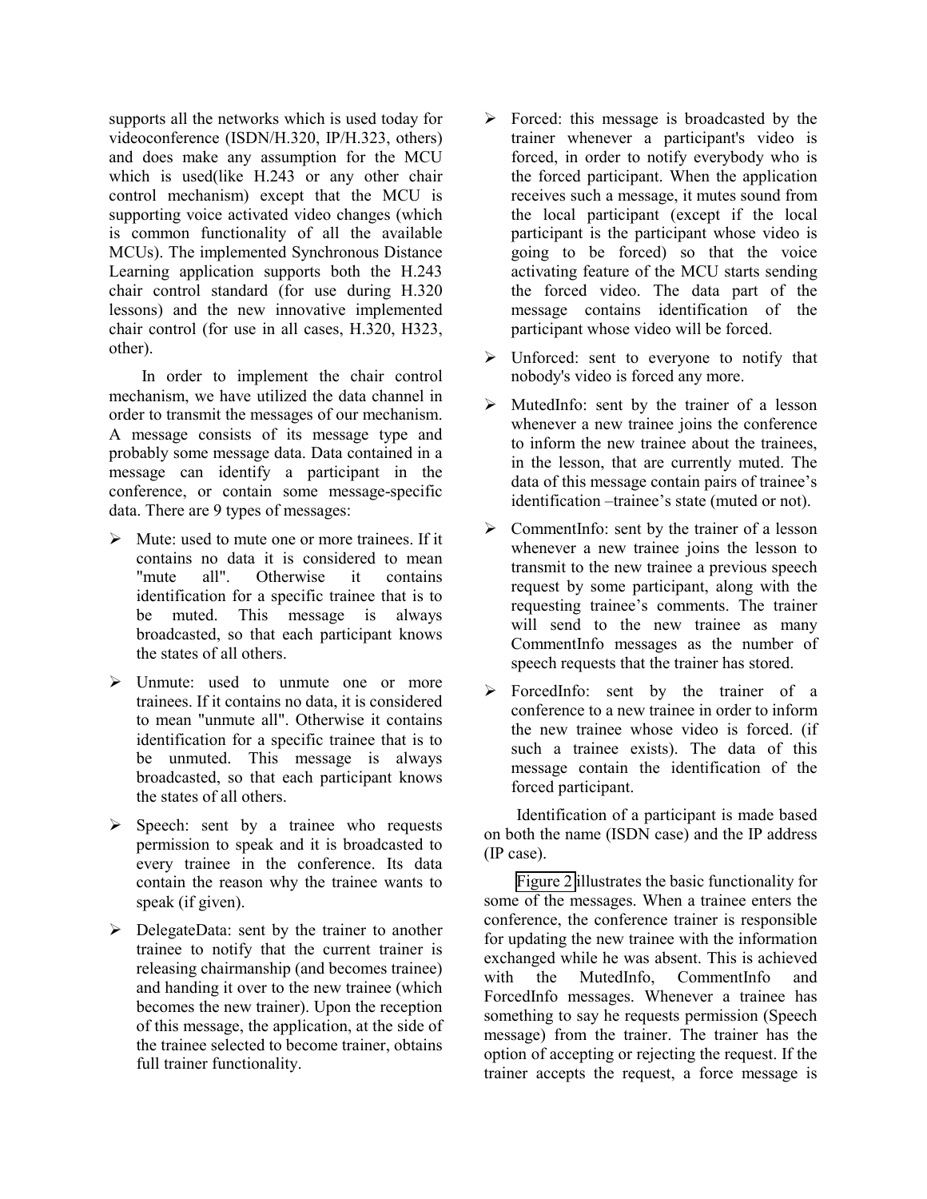supports all the networks which is used today for videoconference (ISDN/H.320, IP/H.323, others) and does make any assumption for the MCU which is used(like H.243 or any other chair control mechanism) except that the MCU is supporting voice activated video changes (which is common functionality of all the available MCUs). The implemented Synchronous Distance Learning application supports both the H.243 chair control standard (for use during H.320 lessons) and the new innovative implemented chair control (for use in all cases, H.320, H323, other).

In order to implement the chair control mechanism, we have utilized the data channel in order to transmit the messages of our mechanism. A message consists of its message type and probably some message data. Data contained in a message can identify a participant in the conference, or contain some message-specific data. There are 9 types of messages:

- Mute: used to mute one or more trainees. If it contains no data it is considered to mean "mute all". Otherwise it contains identification for a specific trainee that is to be muted. This message is always broadcasted, so that each participant knows the states of all others.
- Unmute: used to unmute one or more trainees. If it contains no data, it is considered to mean "unmute all". Otherwise it contains identification for a specific trainee that is to be unmuted. This message is always broadcasted, so that each participant knows the states of all others.
- Speech: sent by a trainee who requests permission to speak and it is broadcasted to every trainee in the conference. Its data contain the reason why the trainee wants to speak (if given).
- DelegateData: sent by the trainer to another trainee to notify that the current trainer is releasing chairmanship (and becomes trainee) and handing it over to the new trainee (which becomes the new trainer). Upon the reception of this message, the application, at the side of the trainee selected to become trainer, obtains full trainer functionality.
- Forced: this message is broadcasted by the trainer whenever a participant's video is forced, in order to notify everybody who is the forced participant. When the application receives such a message, it mutes sound from the local participant (except if the local participant is the participant whose video is going to be forced) so that the voice activating feature of the MCU starts sending the forced video. The data part of the message contains identification of the participant whose video will be forced.
- Unforced: sent to everyone to notify that nobody's video is forced any more.
- MutedInfo: sent by the trainer of a lesson whenever a new trainee joins the conference to inform the new trainee about the trainees, in the lesson, that are currently muted. The data of this message contain pairs of trainee's identification –trainee's state (muted or not).
- CommentInfo: sent by the trainer of a lesson whenever a new trainee joins the lesson to transmit to the new trainee a previous speech request by some participant, along with the requesting trainee's comments. The trainer will send to the new trainee as many CommentInfo messages as the number of speech requests that the trainer has stored.
- ForcedInfo: sent by the trainer of a conference to a new trainee in order to inform the new trainee whose video is forced. (if such a trainee exists). The data of this message contain the identification of the forced participant.

Identification of a participant is made based on both the name (ISDN case) and the IP address (IP case).

Figure 2 illustrates the basic functionality for some of the messages. When a trainee enters the conference, the conference trainer is responsible for updating the new trainee with the information exchanged while he was absent. This is achieved with the MutedInfo, CommentInfo and ForcedInfo messages. Whenever a trainee has something to say he requests permission (Speech message) from the trainer. The trainer has the option of accepting or rejecting the request. If the trainer accepts the request, a force message is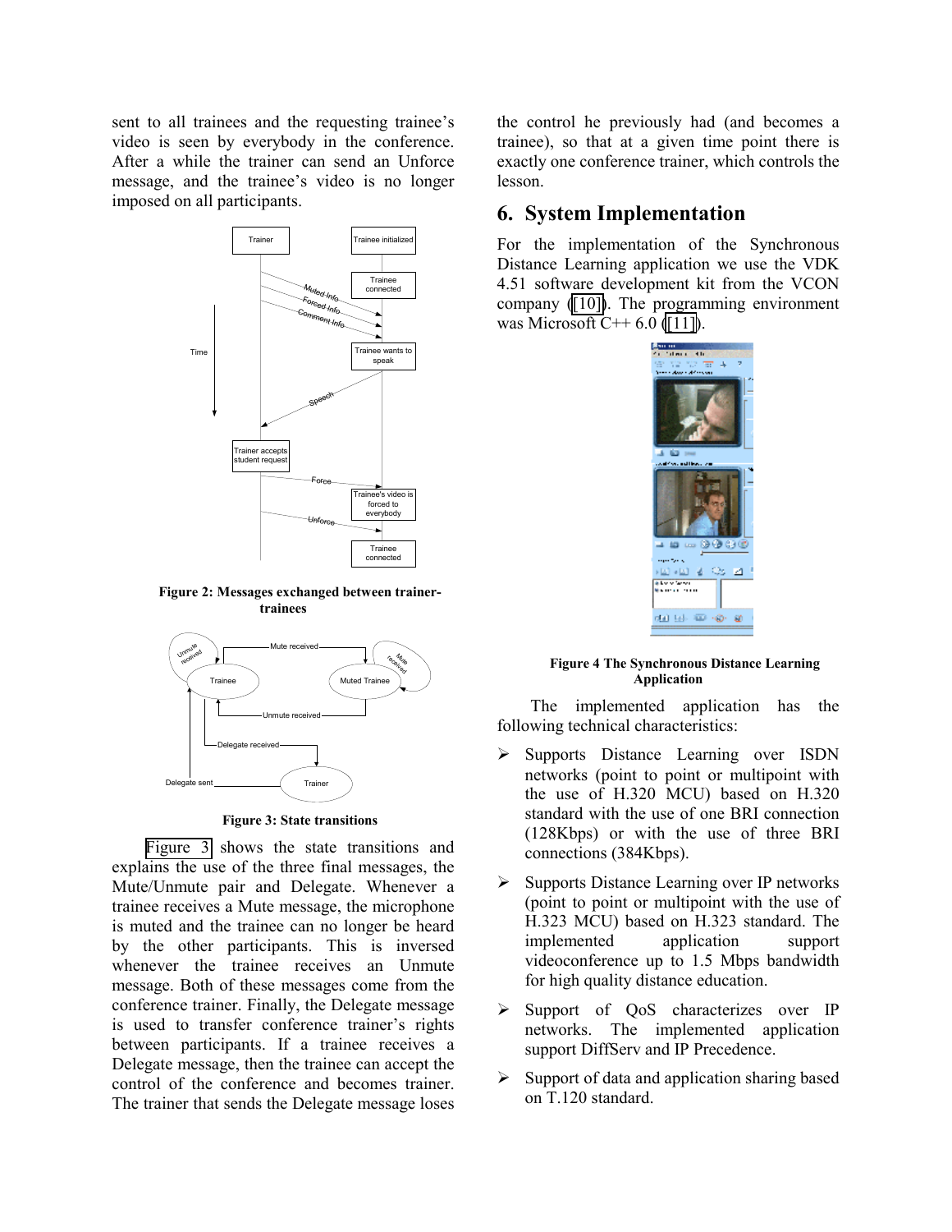sent to all trainees and the requesting trainee's video is seen by everybody in the conference. After a while the trainer can send an Unforce message, and the trainee's video is no longer imposed on all participants.

**Figure 2: Messages exchanged between trainer-trainees**

**Figure 3: State transitions**

Figure 3 shows the state transitions and explains the use of the three final messages, the Mute/Unmute pair and Delegate. Whenever a trainee receives a Mute message, the microphone is muted and the trainee can no longer be heard by the other participants. This is inversed whenever the trainee receives an Unmute message. Both of these messages come from the conference trainer. Finally, the Delegate message is used to transfer conference trainer's rights between participants. If a trainee receives a Delegate message, then the trainee can accept the control of the conference and becomes trainer. The trainer that sends the Delegate message loses the control he previously had (and becomes a trainee), so that at a given time point there is exactly one conference trainer, which controls the lesson.

## 6. System Implementation

For the implementation of the Synchronous Distance Learning application we use the VDK 4.51 software development kit from the VCON company ([10]). The programming environment was Microsoft C++ 6.0 ([11]).

**Figure 4 The Synchronous Distance Learning Application**

The implemented application has the following technical characteristics:

- Supports Distance Learning over ISDN networks (point to point or multipoint with the use of H.320 MCU) based on H.320 standard with the use of one BRI connection (128Kbps) or with the use of three BRI connections (384Kbps).
- Supports Distance Learning over IP networks (point to point or multipoint with the use of H.323 MCU) based on H.323 standard. The implemented application support videoconference up to 1.5 Mbps bandwidth for high quality distance education.
- Support of QoS characterizes over IP networks. The implemented application support DiffServ and IP Precedence.
- Support of data and application sharing based on T.120 standard.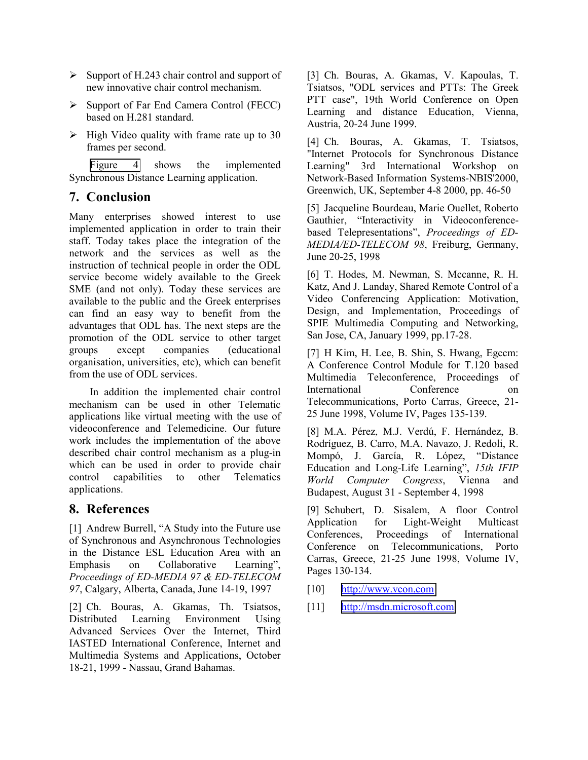- Support of H.243 chair control and support of new innovative chair control mechanism.
- Support of Far End Camera Control (FECC) based on H.281 standard.
- High Video quality with frame rate up to 30 frames per second.

Figure 4 shows the implemented Synchronous Distance Learning application.

## 7. Conclusion

Many enterprises showed interest to use implemented application in order to train their staff. Today takes place the integration of the network and the services as well as the instruction of technical people in order the ODL service become widely available to the Greek SME (and not only). Today these services are available to the public and the Greek enterprises can find an easy way to benefit from the advantages that ODL has. The next steps are the promotion of the ODL service to other target groups except companies (educational organisation, universities, etc), which can benefit from the use of ODL services.

In addition the implemented chair control mechanism can be used in other Telematic applications like virtual meeting with the use of videoconference and Telemedicine. Our future work includes the implementation of the above described chair control mechanism as a plug-in which can be used in order to provide chair control capabilities to other Telematics applications.

## 8. References

[1] Andrew Burrell, "A Study into the Future use of Synchronous and Asynchronous Technologies in the Distance ESL Education Area with an Emphasis on Collaborative Learning", *Proceedings of ED-MEDIA 97 & ED-TELECOM 97*, Calgary, Alberta, Canada, June 14-19, 1997

[2] Ch. Bouras, A. Gkamas, Th. Tsiatsos, Distributed Learning Environment Using Advanced Services Over the Internet, Third IASTED International Conference, Internet and Multimedia Systems and Applications, October 18-21, 1999 - Nassau, Grand Bahamas.

[3] Ch. Bouras, A. Gkamas, V. Kapoulas, T. Tsiatsos, "ODL services and PTTs: The Greek PTT case", 19th World Conference on Open Learning and distance Education, Vienna, Austria, 20-24 June 1999.

[4] Ch. Bouras, A. Gkamas, T. Tsiatsos, "Internet Protocols for Synchronous Distance Learning" 3rd International Workshop on Network-Based Information Systems-NBIS'2000, Greenwich, UK, September 4-8 2000, pp. 46-50

[5] Jacqueline Bourdeau, Marie Ouellet, Roberto Gauthier, "Interactivity in Videoconference-based Telepresentations", *Proceedings of ED-MEDIA/ED-TELECOM 98*, Freiburg, Germany, June 20-25, 1998

[6] T. Hodes, M. Newman, S. Mccanne, R. H. Katz, And J. Landay, Shared Remote Control of a Video Conferencing Application: Motivation, Design, and Implementation, Proceedings of SPIE Multimedia Computing and Networking, San Jose, CA, January 1999, pp.17-28.

[7] H Kim, H. Lee, B. Shin, S. Hwang, Egccm: A Conference Control Module for T.120 based Multimedia Teleconference, Proceedings of International Conference on Telecommunications, Porto Carras, Greece, 21-25 June 1998, Volume IV, Pages 135-139.

[8] M.A. Pérez, M.J. Verdú, F. Hernández, B. Rodríguez, B. Carro, M.A. Navazo, J. Redoli, R. Mompó, J. García, R. López, "Distance Education and Long-Life Learning", *15th IFIP World Computer Congress*, Vienna and Budapest, August 31 - September 4, 1998

[9] Schubert, D. Sisalem, A floor Control Application for Light-Weight Multicast Conferences, Proceedings of International Conference on Telecommunications, Porto Carras, Greece, 21-25 June 1998, Volume IV, Pages 130-134.

[10] http://www.vcon.com

[11] http://msdn.microsoft.com